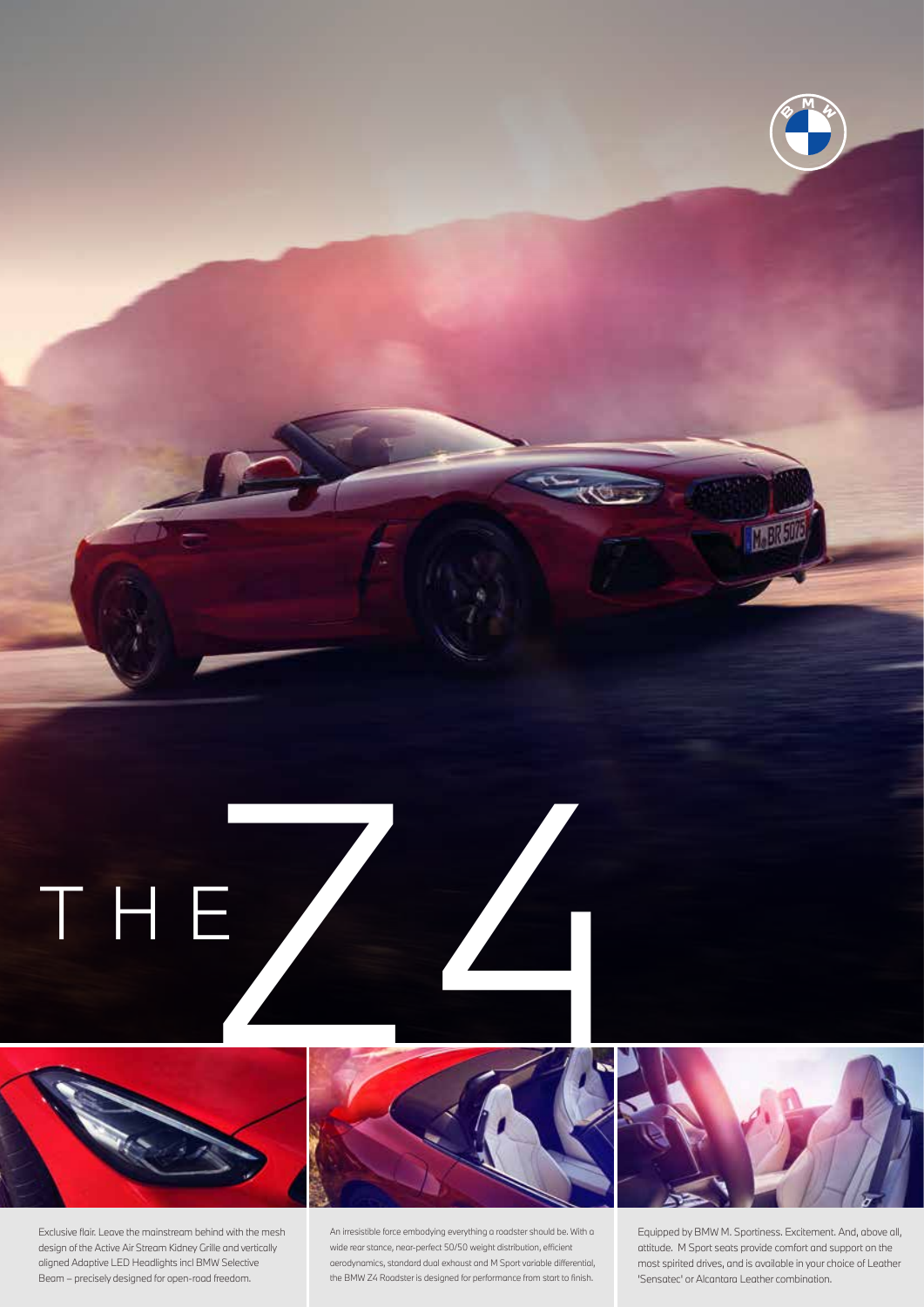# THE Z4

Exclusive flair. Leave the mainstream behind with the mesh design of the Active Air Stream Kidney Grille and vertically aligned Adaptive LED Headlights incl BMW Selective Beam – precisely designed for open-road freedom.

An irresistible force embodying everything a roadster should be. With a wide rear stance, near-perfect 50/50 weight distribution, efficient aerodynamics, standard dual exhaust and M Sport variable differential, the BMW Z4 Roadster is designed for performance from start to finish.

Equipped by BMW M. Sportiness. Excitement. And, above all, attitude. M Sport seats provide comfort and support on the most spirited drives, and is available in your choice of Leather 'Sensatec' or Alcantara Leather combination.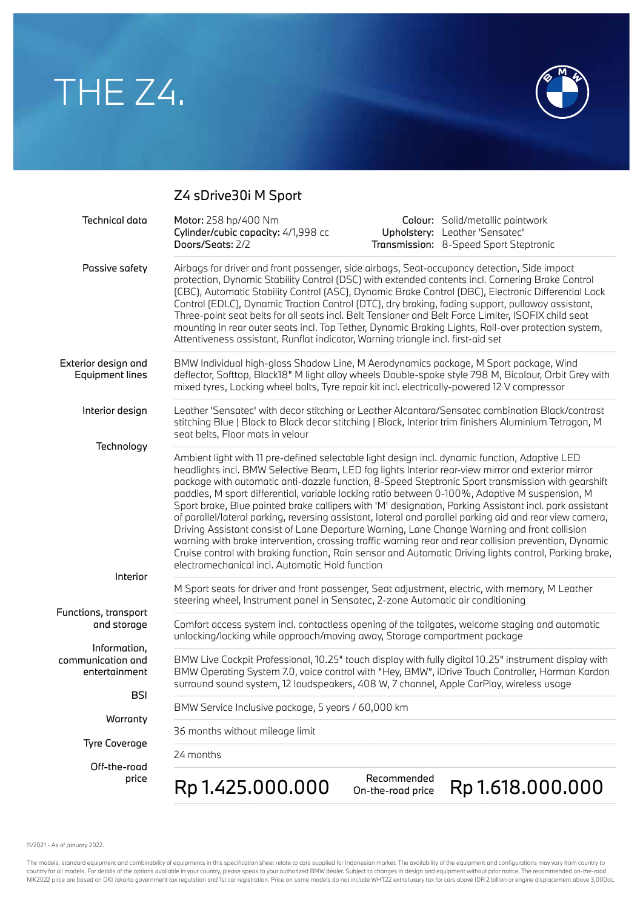# THE Z4.

## Z4 sDrive30i M Sport

| | |
|---|---|
| Technical data | **Motor:** 258 hp/400 Nm<br>**Cylinder/cubic capacity:** 4/1,998 cc<br>**Doors/Seats:** 2/2<br>**Colour:** Solid/metallic paintwork<br>**Upholstery:** Leather 'Sensatec'<br>**Transmission:** 8-Speed Sport Steptronic |
| Passive safety | Airbags for driver and front passenger, side airbags, Seat-occupancy detection, Side impact protection, Dynamic Stability Control (DSC) with extended contents incl. Cornering Brake Control (CBC), Automatic Stability Control (ASC), Dynamic Brake Control (DBC), Electronic Differential Lock Control (EDLC), Dynamic Traction Control (DTC), dry braking, fading support, pullaway assistant, Three-point seat belts for all seats incl. Belt Tensioner and Belt Force Limiter, ISOFIX child seat mounting in rear outer seats incl. Top Tether, Dynamic Braking Lights, Roll-over protection system, Attentiveness assistant, Runflat indicator, Warning triangle incl. first-aid set |
| Exterior design and Equipment lines | BMW Individual high-gloss Shadow Line, M Aerodynamics package, M Sport package, Wind deflector, Softtop, Black18" M light alloy wheels Double-spoke style 798 M, Bicolour, Orbit Grey with mixed tyres, Locking wheel bolts, Tyre repair kit incl. electrically-powered 12 V compressor |
| Interior design | Leather 'Sensatec' with decor stitching or Leather Alcantara/Sensatec combination Black/contrast stitching Blue \| Black to Black decor stitching \| Black, Interior trim finishers Aluminium Tetragon, M seat belts, Floor mats in velour |
| Technology | Ambient light with 11 pre-defined selectable light design incl. dynamic function, Adaptive LED headlights incl. BMW Selective Beam, LED fog lights Interior rear-view mirror and exterior mirror package with automatic anti-dazzle function, 8-Speed Steptronic Sport transmission with gearshift paddles, M sport differential, variable locking ratio between 0-100%, Adaptive M suspension, M Sport brake, Blue painted brake callipers with 'M' designation, Parking Assistant incl. park assistant of parallel/lateral parking, reversing assistant, lateral and parallel parking aid and rear view camera, Driving Assistant consist of Lane Departure Warning, Lane Change Warning and front collision warning with brake intervention, crossing traffic warning rear and rear collision prevention, Dynamic Cruise control with braking function, Rain sensor and Automatic Driving lights control, Parking brake, electromechanical incl. Automatic Hold function |
| Interior | M Sport seats for driver and front passenger, Seat adjustment, electric, with memory, M Leather steering wheel, Instrument panel in Sensatec, 2-zone Automatic air conditioning |
| Functions, transport and storage | Comfort access system incl. contactless opening of the tailgates, welcome staging and automatic unlocking/locking while approach/moving away, Storage compartment package |
| Information, communication and entertainment | BMW Live Cockpit Professional, 10.25" touch display with fully digital 10.25" instrument display with BMW Operating System 7.0, voice control with "Hey, BMW", iDrive Touch Controller, Harman Kardon surround sound system, 12 loudspeakers, 408 W, 7 channel, Apple CarPlay, wireless usage |
| BSI | BMW Service Inclusive package, 5 years / 60,000 km |
| Warranty | 36 months without mileage limit |
| Tyre Coverage | 24 months |
| Off-the-road price | **Rp 1.425.000.000** — Recommended On-the-road price **Rp 1.618.000.000** |

11/2021 - As of January 2022.

The models, standard equipment and combinability of equipments in this specification sheet relate to cars supplied for Indonesian market. The availability of the equipment and configurations may vary from country to country for all models. For details of the options available in your country, please speak to your authorized BMW dealer. Subject to changes in design and equipment without prior notice. The recommended on-the-road NIK2022 price are based on DKI Jakarta government tax regulation and 1st car registration. Price on some models do not include WHT22 extra luxury tax for cars above IDR 2 billion or engine displacement above 3,000cc.